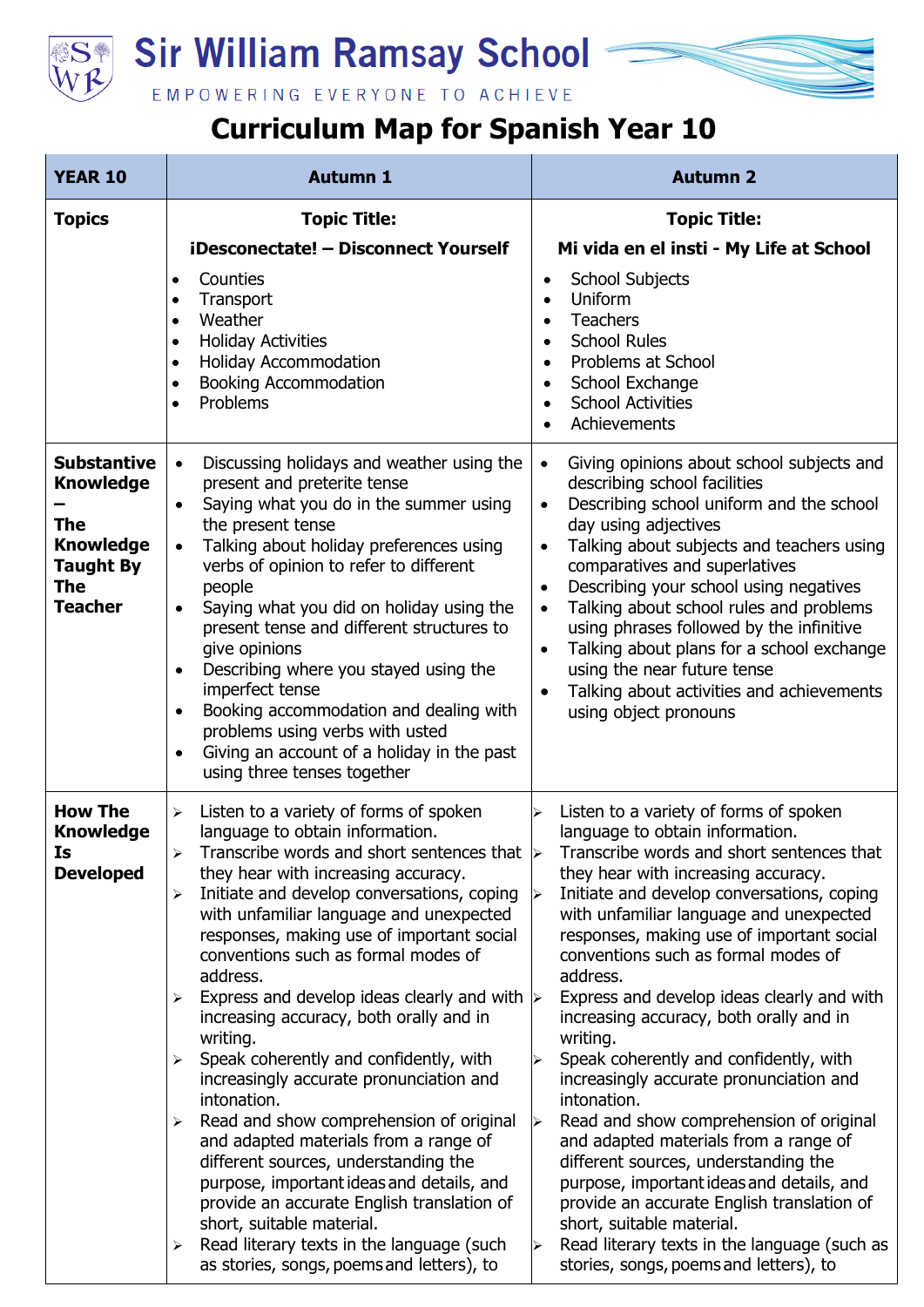# Sir William Ramsay School

EMPOWERING EVERYONE TO ACHIEVE

## Curriculum Map for Spanish Year 10

| YEAR 10 | Autumn 1 | Autumn 2 |
|---|---|---|
| **Topics** | **Topic Title:** **¡Desconectate! – Disconnect Yourself**<br>• Counties<br>• Transport<br>• Weather<br>• Holiday Activities<br>• Holiday Accommodation<br>• Booking Accommodation<br>• Problems | **Topic Title:** **Mi vida en el insti - My Life at School**<br>• School Subjects<br>• Uniform<br>• Teachers<br>• School Rules<br>• Problems at School<br>• School Exchange<br>• School Activities<br>• Achievements |
| **Substantive Knowledge – The Knowledge Taught By The Teacher** | • Discussing holidays and weather using the present and preterite tense<br>• Saying what you do in the summer using the present tense<br>• Talking about holiday preferences using verbs of opinion to refer to different people<br>• Saying what you did on holiday using the present tense and different structures to give opinions<br>• Describing where you stayed using the imperfect tense<br>• Booking accommodation and dealing with problems using verbs with usted<br>• Giving an account of a holiday in the past using three tenses together | • Giving opinions about school subjects and describing school facilities<br>• Describing school uniform and the school day using adjectives<br>• Talking about subjects and teachers using comparatives and superlatives<br>• Describing your school using negatives<br>• Talking about school rules and problems using phrases followed by the infinitive<br>• Talking about plans for a school exchange using the near future tense<br>• Talking about activities and achievements using object pronouns |
| **How The Knowledge Is Developed** | ➢ Listen to a variety of forms of spoken language to obtain information.<br>➢ Transcribe words and short sentences that they hear with increasing accuracy.<br>➢ Initiate and develop conversations, coping with unfamiliar language and unexpected responses, making use of important social conventions such as formal modes of address.<br>➢ Express and develop ideas clearly and with increasing accuracy, both orally and in writing.<br>➢ Speak coherently and confidently, with increasingly accurate pronunciation and intonation.<br>➢ Read and show comprehension of original and adapted materials from a range of different sources, understanding the purpose, important ideas and details, and provide an accurate English translation of short, suitable material.<br>➢ Read literary texts in the language (such as stories, songs, poems and letters), to | ➢ Listen to a variety of forms of spoken language to obtain information.<br>➢ Transcribe words and short sentences that they hear with increasing accuracy.<br>➢ Initiate and develop conversations, coping with unfamiliar language and unexpected responses, making use of important social conventions such as formal modes of address.<br>➢ Express and develop ideas clearly and with increasing accuracy, both orally and in writing.<br>➢ Speak coherently and confidently, with increasingly accurate pronunciation and intonation.<br>➢ Read and show comprehension of original and adapted materials from a range of different sources, understanding the purpose, important ideas and details, and provide an accurate English translation of short, suitable material.<br>➢ Read literary texts in the language (such as stories, songs, poems and letters), to |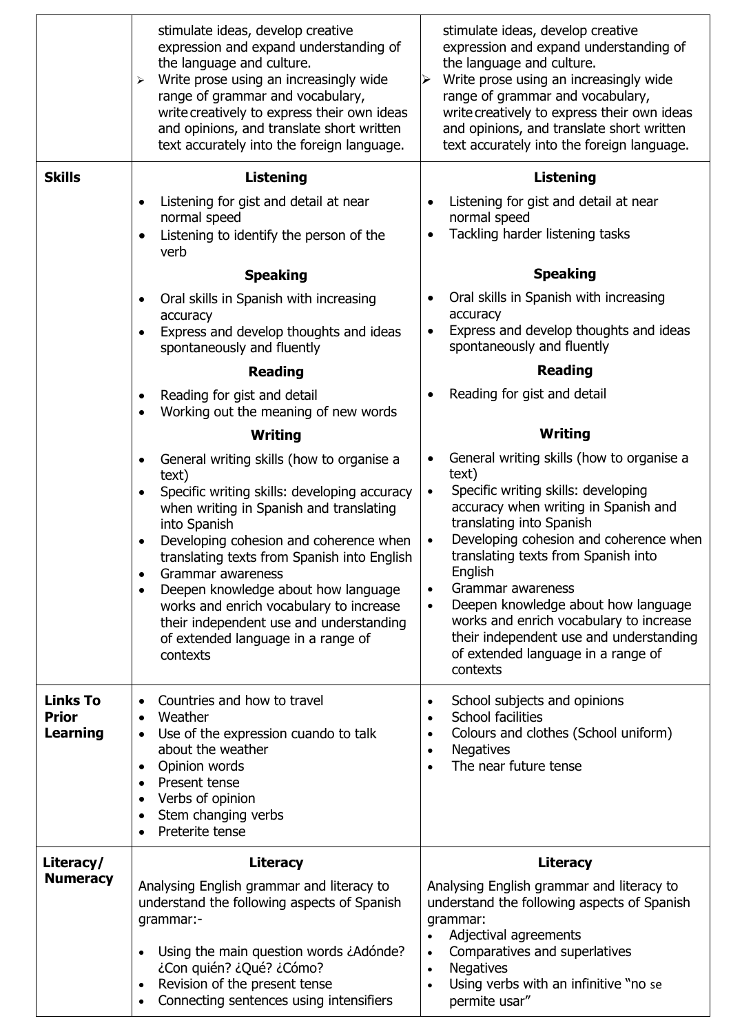| | | |
|---|---|---|
| | stimulate ideas, develop creative expression and expand understanding of the language and culture.<br>➢ Write prose using an increasingly wide range of grammar and vocabulary, write creatively to express their own ideas and opinions, and translate short written text accurately into the foreign language. | stimulate ideas, develop creative expression and expand understanding of the language and culture.<br>➢ Write prose using an increasingly wide range of grammar and vocabulary, write creatively to express their own ideas and opinions, and translate short written text accurately into the foreign language. |
| **Skills** | **Listening**<br>• Listening for gist and detail at near normal speed<br>• Listening to identify the person of the verb<br>**Speaking**<br>• Oral skills in Spanish with increasing accuracy<br>• Express and develop thoughts and ideas spontaneously and fluently<br>**Reading**<br>• Reading for gist and detail<br>• Working out the meaning of new words<br>**Writing**<br>• General writing skills (how to organise a text)<br>• Specific writing skills: developing accuracy when writing in Spanish and translating into Spanish<br>• Developing cohesion and coherence when translating texts from Spanish into English<br>• Grammar awareness<br>• Deepen knowledge about how language works and enrich vocabulary to increase their independent use and understanding of extended language in a range of contexts | **Listening**<br>• Listening for gist and detail at near normal speed<br>• Tackling harder listening tasks<br>**Speaking**<br>• Oral skills in Spanish with increasing accuracy<br>• Express and develop thoughts and ideas spontaneously and fluently<br>**Reading**<br>• Reading for gist and detail<br>**Writing**<br>• General writing skills (how to organise a text)<br>• Specific writing skills: developing accuracy when writing in Spanish and translating into Spanish<br>• Developing cohesion and coherence when translating texts from Spanish into English<br>• Grammar awareness<br>• Deepen knowledge about how language works and enrich vocabulary to increase their independent use and understanding of extended language in a range of contexts |
| **Links To Prior Learning** | • Countries and how to travel<br>• Weather<br>• Use of the expression cuando to talk about the weather<br>• Opinion words<br>• Present tense<br>• Verbs of opinion<br>• Stem changing verbs<br>• Preterite tense | • School subjects and opinions<br>• School facilities<br>• Colours and clothes (School uniform)<br>• Negatives<br>• The near future tense |
| **Literacy/ Numeracy** | **Literacy**<br>Analysing English grammar and literacy to understand the following aspects of Spanish grammar:-<br>• Using the main question words ¿Adónde? ¿Con quién? ¿Qué? ¿Cómo?<br>• Revision of the present tense<br>• Connecting sentences using intensifiers | **Literacy**<br>Analysing English grammar and literacy to understand the following aspects of Spanish grammar:<br>• Adjectival agreements<br>• Comparatives and superlatives<br>• Negatives<br>• Using verbs with an infinitive "no se permite usar" |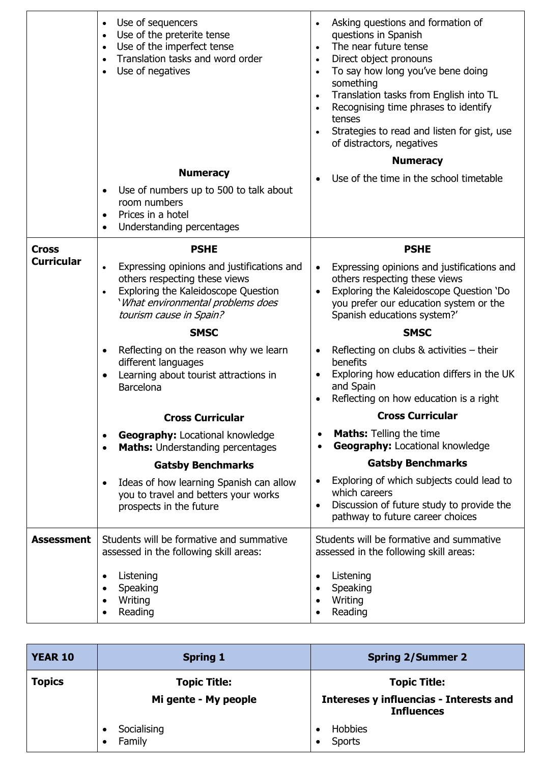| | | |
|---|---|---|
| | <ul><li>Use of sequencers</li><li>Use of the preterite tense</li><li>Use of the imperfect tense</li><li>Translation tasks and word order</li><li>Use of negatives</li></ul>**Numeracy**<ul><li>Use of numbers up to 500 to talk about room numbers</li><li>Prices in a hotel</li><li>Understanding percentages</li></ul> | <ul><li>Asking questions and formation of questions in Spanish</li><li>The near future tense</li><li>Direct object pronouns</li><li>To say how long you've bene doing something</li><li>Translation tasks from English into TL</li><li>Recognising time phrases to identify tenses</li><li>Strategies to read and listen for gist, use of distractors, negatives</li></ul>**Numeracy**<ul><li>Use of the time in the school timetable</li></ul> |
| **Cross Curricular** | **PSHE**<ul><li>Expressing opinions and justifications and others respecting these views</li><li>Exploring the Kaleidoscope Question '*What environmental problems does tourism cause in Spain?*</li></ul>**SMSC**<ul><li>Reflecting on the reason why we learn different languages</li><li>Learning about tourist attractions in Barcelona</li></ul>**Cross Curricular**<ul><li>**Geography:** Locational knowledge</li><li>**Maths:** Understanding percentages</li></ul>**Gatsby Benchmarks**<ul><li>Ideas of how learning Spanish can allow you to travel and betters your works prospects in the future</li></ul> | **PSHE**<ul><li>Expressing opinions and justifications and others respecting these views</li><li>Exploring the Kaleidoscope Question 'Do you prefer our education system or the Spanish educations system?'</li></ul>**SMSC**<ul><li>Reflecting on clubs & activities – their benefits</li><li>Exploring how education differs in the UK and Spain</li><li>Reflecting on how education is a right</li></ul>**Cross Curricular**<ul><li>**Maths:** Telling the time</li><li>**Geography:** Locational knowledge</li></ul>**Gatsby Benchmarks**<ul><li>Exploring of which subjects could lead to which careers</li><li>Discussion of future study to provide the pathway to future career choices</li></ul> |
| **Assessment** | Students will be formative and summative assessed in the following skill areas:<ul><li>Listening</li><li>Speaking</li><li>Writing</li><li>Reading</li></ul> | Students will be formative and summative assessed in the following skill areas:<ul><li>Listening</li><li>Speaking</li><li>Writing</li><li>Reading</li></ul> |

| YEAR 10 | Spring 1 | Spring 2/Summer 2 |
|---|---|---|
| **Topics** | **Topic Title:**<br>**Mi gente - My people**<ul><li>Socialising</li><li>Family</li></ul> | **Topic Title:**<br>**Intereses y influencias - Interests and Influences**<ul><li>Hobbies</li><li>Sports</li></ul> |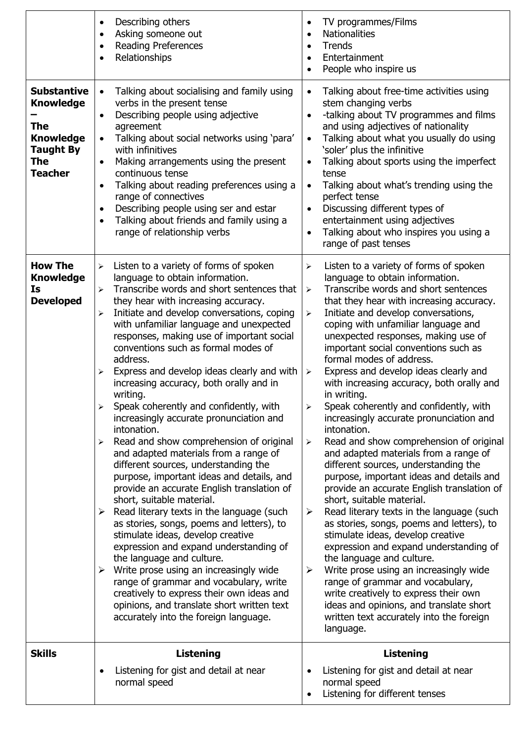| | | |
|---|---|---|
| | • Describing others<br>• Asking someone out<br>• Reading Preferences<br>• Relationships | • TV programmes/Films<br>• Nationalities<br>• Trends<br>• Entertainment<br>• People who inspire us |
| **Substantive Knowledge – The Knowledge Taught By The Teacher** | • Talking about socialising and family using verbs in the present tense<br>• Describing people using adjective agreement<br>• Talking about social networks using 'para' with infinitives<br>• Making arrangements using the present continuous tense<br>• Talking about reading preferences using a range of connectives<br>• Describing people using ser and estar<br>• Talking about friends and family using a range of relationship verbs | • Talking about free-time activities using stem changing verbs<br>• -talking about TV programmes and films and using adjectives of nationality<br>• Talking about what you usually do using 'soler' plus the infinitive<br>• Talking about sports using the imperfect tense<br>• Talking about what's trending using the perfect tense<br>• Discussing different types of entertainment using adjectives<br>• Talking about who inspires you using a range of past tenses |
| **How The Knowledge Is Developed** | ➢ Listen to a variety of forms of spoken language to obtain information.<br>➢ Transcribe words and short sentences that they hear with increasing accuracy.<br>➢ Initiate and develop conversations, coping with unfamiliar language and unexpected responses, making use of important social conventions such as formal modes of address.<br>➢ Express and develop ideas clearly and with increasing accuracy, both orally and in writing.<br>➢ Speak coherently and confidently, with increasingly accurate pronunciation and intonation.<br>➢ Read and show comprehension of original and adapted materials from a range of different sources, understanding the purpose, important ideas and details, and provide an accurate English translation of short, suitable material.<br>➢ Read literary texts in the language (such as stories, songs, poems and letters), to stimulate ideas, develop creative expression and expand understanding of the language and culture.<br>➢ Write prose using an increasingly wide range of grammar and vocabulary, write creatively to express their own ideas and opinions, and translate short written text accurately into the foreign language. | ➢ Listen to a variety of forms of spoken language to obtain information.<br>➢ Transcribe words and short sentences that they hear with increasing accuracy.<br>➢ Initiate and develop conversations, coping with unfamiliar language and unexpected responses, making use of important social conventions such as formal modes of address.<br>➢ Express and develop ideas clearly and with increasing accuracy, both orally and in writing.<br>➢ Speak coherently and confidently, with increasingly accurate pronunciation and intonation.<br>➢ Read and show comprehension of original and adapted materials from a range of different sources, understanding the purpose, important ideas and details and provide an accurate English translation of short, suitable material.<br>➢ Read literary texts in the language (such as stories, songs, poems and letters), to stimulate ideas, develop creative expression and expand understanding of the language and culture.<br>➢ Write prose using an increasingly wide range of grammar and vocabulary, write creatively to express their own ideas and opinions, and translate short written text accurately into the foreign language. |
| **Skills** | **Listening**<br>• Listening for gist and detail at near normal speed | **Listening**<br>• Listening for gist and detail at near normal speed<br>• Listening for different tenses |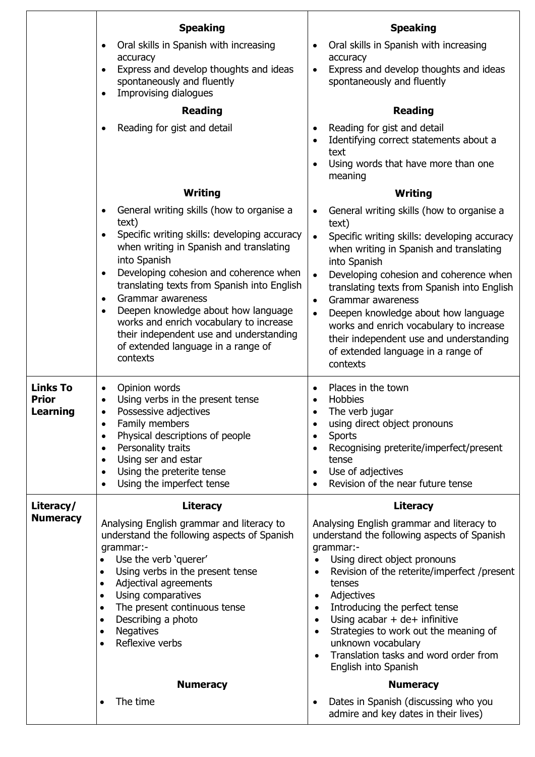| | | |
|---|---|---|
| | **Speaking**<br>• Oral skills in Spanish with increasing accuracy<br>• Express and develop thoughts and ideas spontaneously and fluently<br>• Improvising dialogues<br>**Reading**<br>• Reading for gist and detail<br>**Writing**<br>• General writing skills (how to organise a text)<br>• Specific writing skills: developing accuracy when writing in Spanish and translating into Spanish<br>• Developing cohesion and coherence when translating texts from Spanish into English<br>• Grammar awareness<br>• Deepen knowledge about how language works and enrich vocabulary to increase their independent use and understanding of extended language in a range of contexts | **Speaking**<br>• Oral skills in Spanish with increasing accuracy<br>• Express and develop thoughts and ideas spontaneously and fluently<br>**Reading**<br>• Reading for gist and detail<br>• Identifying correct statements about a text<br>• Using words that have more than one meaning<br>**Writing**<br>• General writing skills (how to organise a text)<br>• Specific writing skills: developing accuracy when writing in Spanish and translating into Spanish<br>• Developing cohesion and coherence when translating texts from Spanish into English<br>• Grammar awareness<br>• Deepen knowledge about how language works and enrich vocabulary to increase their independent use and understanding of extended language in a range of contexts |
| **Links To Prior Learning** | • Opinion words<br>• Using verbs in the present tense<br>• Possessive adjectives<br>• Family members<br>• Physical descriptions of people<br>• Personality traits<br>• Using ser and estar<br>• Using the preterite tense<br>• Using the imperfect tense | • Places in the town<br>• Hobbies<br>• The verb jugar<br>• using direct object pronouns<br>• Sports<br>• Recognising preterite/imperfect/present tense<br>• Use of adjectives<br>• Revision of the near future tense |
| **Literacy/ Numeracy** | **Literacy**<br>Analysing English grammar and literacy to understand the following aspects of Spanish grammar:-<br>• Use the verb 'querer'<br>• Using verbs in the present tense<br>• Adjectival agreements<br>• Using comparatives<br>• The present continuous tense<br>• Describing a photo<br>• Negatives<br>• Reflexive verbs<br>**Numeracy**<br>• The time | **Literacy**<br>Analysing English grammar and literacy to understand the following aspects of Spanish grammar:-<br>• Using direct object pronouns<br>• Revision of the reterite/imperfect /present tenses<br>• Adjectives<br>• Introducing the perfect tense<br>• Using acabar + de+ infinitive<br>• Strategies to work out the meaning of unknown vocabulary<br>• Translation tasks and word order from English into Spanish<br>**Numeracy**<br>• Dates in Spanish (discussing who you admire and key dates in their lives) |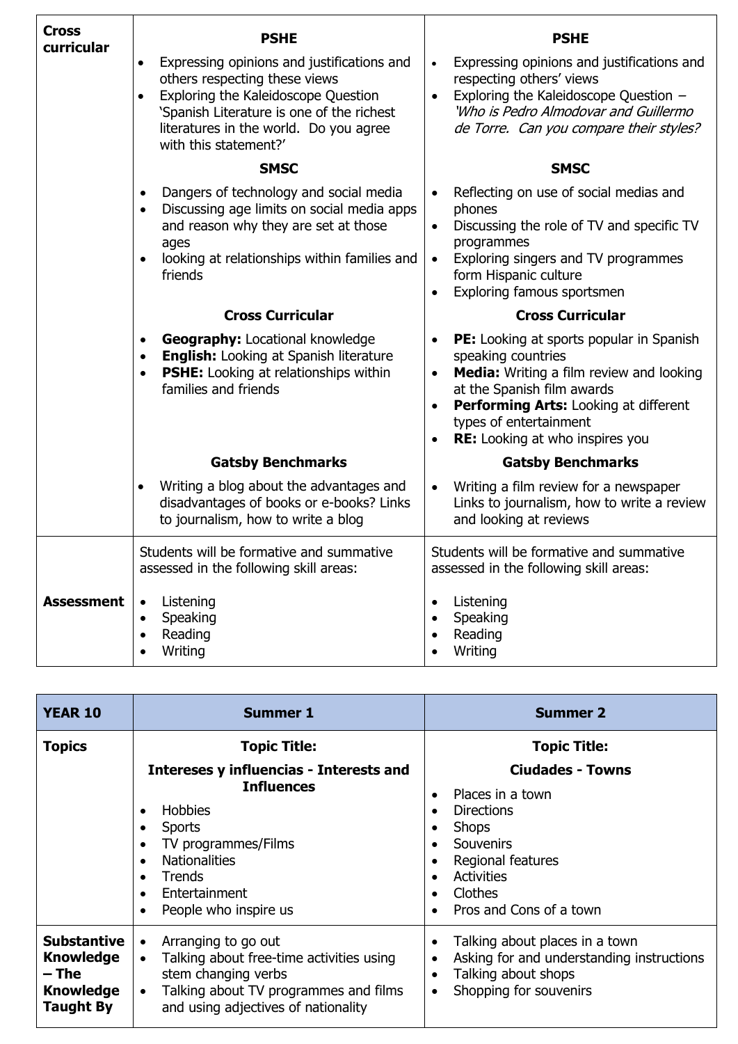| Cross curricular | **PSHE**<br>• Expressing opinions and justifications and others respecting these views<br>• Exploring the Kaleidoscope Question 'Spanish Literature is one of the richest literatures in the world. Do you agree with this statement?'<br><br>**SMSC**<br>• Dangers of technology and social media<br>• Discussing age limits on social media apps and reason why they are set at those ages<br>• looking at relationships within families and friends<br><br>**Cross Curricular**<br>• **Geography:** Locational knowledge<br>• **English:** Looking at Spanish literature<br>• **PSHE:** Looking at relationships within families and friends<br><br>**Gatsby Benchmarks**<br>• Writing a blog about the advantages and disadvantages of books or e-books? Links to journalism, how to write a blog | **PSHE**<br>• Expressing opinions and justifications and respecting others' views<br>• Exploring the Kaleidoscope Question – *'Who is Pedro Almodovar and Guillermo de Torre. Can you compare their styles?*<br><br>**SMSC**<br>• Reflecting on use of social medias and phones<br>• Discussing the role of TV and specific TV programmes<br>• Exploring singers and TV programmes form Hispanic culture<br>• Exploring famous sportsmen<br><br>**Cross Curricular**<br>• **PE:** Looking at sports popular in Spanish speaking countries<br>• **Media:** Writing a film review and looking at the Spanish film awards<br>• **Performing Arts:** Looking at different types of entertainment<br>• **RE:** Looking at who inspires you<br><br>**Gatsby Benchmarks**<br>• Writing a film review for a newspaper Links to journalism, how to write a review and looking at reviews |
|---|---|---|
| **Assessment** | Students will be formative and summative assessed in the following skill areas:<br><br>• Listening<br>• Speaking<br>• Reading<br>• Writing | Students will be formative and summative assessed in the following skill areas:<br><br>• Listening<br>• Speaking<br>• Reading<br>• Writing |

| YEAR 10 | Summer 1 | Summer 2 |
|---|---|---|
| **Topics** | **Topic Title:**<br>**Intereses y influencias - Interests and Influences**<br>• Hobbies<br>• Sports<br>• TV programmes/Films<br>• Nationalities<br>• Trends<br>• Entertainment<br>• People who inspire us | **Topic Title:**<br>**Ciudades - Towns**<br>• Places in a town<br>• Directions<br>• Shops<br>• Souvenirs<br>• Regional features<br>• Activities<br>• Clothes<br>• Pros and Cons of a town |
| **Substantive Knowledge – The Knowledge Taught By** | • Arranging to go out<br>• Talking about free-time activities using stem changing verbs<br>• Talking about TV programmes and films and using adjectives of nationality | • Talking about places in a town<br>• Asking for and understanding instructions<br>• Talking about shops<br>• Shopping for souvenirs |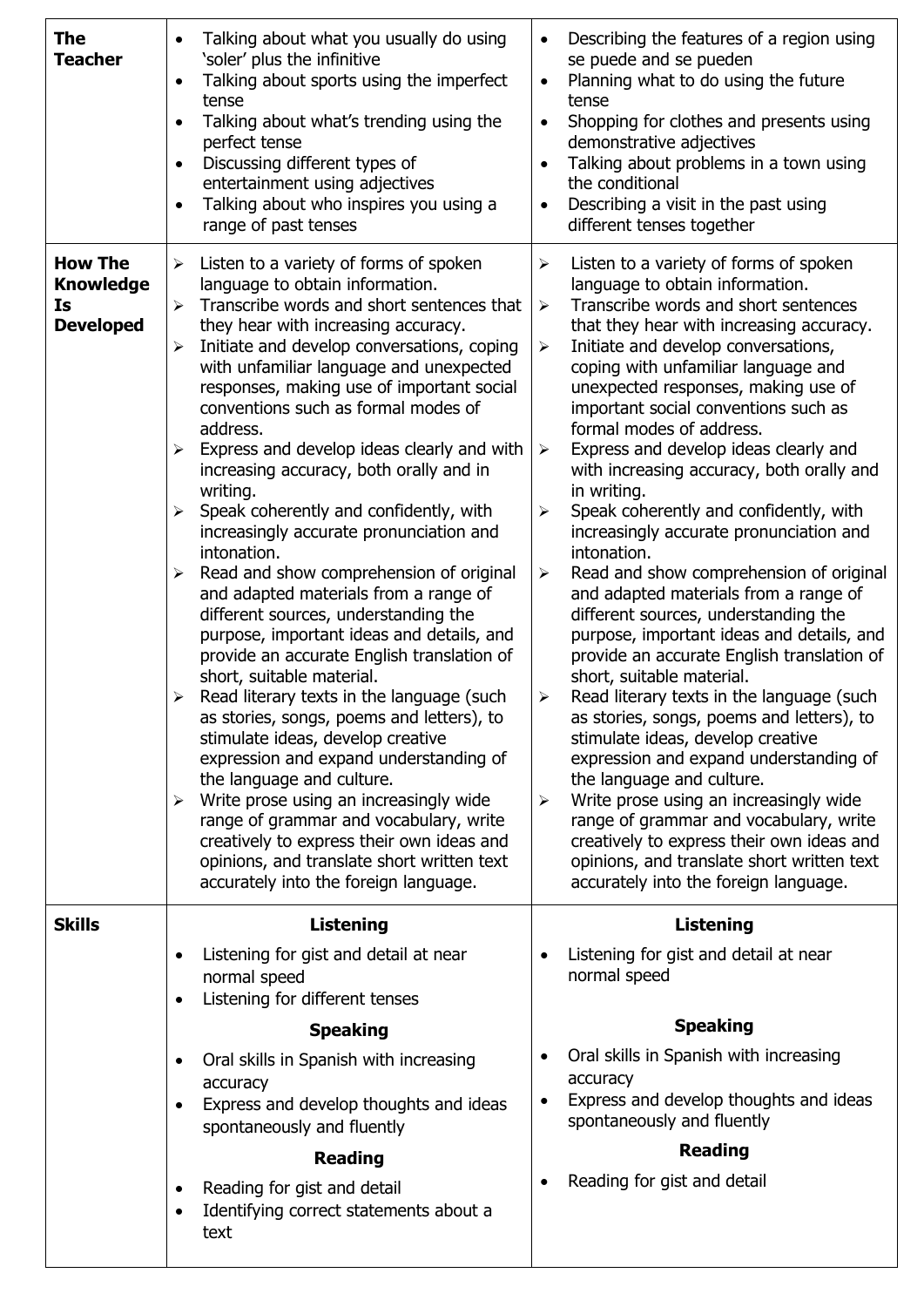| | | |
|---|---|---|
| **The Teacher** | • Talking about what you usually do using 'soler' plus the infinitive<br>• Talking about sports using the imperfect tense<br>• Talking about what's trending using the perfect tense<br>• Discussing different types of entertainment using adjectives<br>• Talking about who inspires you using a range of past tenses | • Describing the features of a region using se puede and se pueden<br>• Planning what to do using the future tense<br>• Shopping for clothes and presents using demonstrative adjectives<br>• Talking about problems in a town using the conditional<br>• Describing a visit in the past using different tenses together |
| **How The Knowledge Is Developed** | ➢ Listen to a variety of forms of spoken language to obtain information.<br>➢ Transcribe words and short sentences that they hear with increasing accuracy.<br>➢ Initiate and develop conversations, coping with unfamiliar language and unexpected responses, making use of important social conventions such as formal modes of address.<br>➢ Express and develop ideas clearly and with increasing accuracy, both orally and in writing.<br>➢ Speak coherently and confidently, with increasingly accurate pronunciation and intonation.<br>➢ Read and show comprehension of original and adapted materials from a range of different sources, understanding the purpose, important ideas and details, and provide an accurate English translation of short, suitable material.<br>➢ Read literary texts in the language (such as stories, songs, poems and letters), to stimulate ideas, develop creative expression and expand understanding of the language and culture.<br>➢ Write prose using an increasingly wide range of grammar and vocabulary, write creatively to express their own ideas and opinions, and translate short written text accurately into the foreign language. | ➢ Listen to a variety of forms of spoken language to obtain information.<br>➢ Transcribe words and short sentences that they hear with increasing accuracy.<br>➢ Initiate and develop conversations, coping with unfamiliar language and unexpected responses, making use of important social conventions such as formal modes of address.<br>➢ Express and develop ideas clearly and with increasing accuracy, both orally and in writing.<br>➢ Speak coherently and confidently, with increasingly accurate pronunciation and intonation.<br>➢ Read and show comprehension of original and adapted materials from a range of different sources, understanding the purpose, important ideas and details, and provide an accurate English translation of short, suitable material.<br>➢ Read literary texts in the language (such as stories, songs, poems and letters), to stimulate ideas, develop creative expression and expand understanding of the language and culture.<br>➢ Write prose using an increasingly wide range of grammar and vocabulary, write creatively to express their own ideas and opinions, and translate short written text accurately into the foreign language. |
| **Skills** | **Listening**<br>• Listening for gist and detail at near normal speed<br>• Listening for different tenses<br>**Speaking**<br>• Oral skills in Spanish with increasing accuracy<br>• Express and develop thoughts and ideas spontaneously and fluently<br>**Reading**<br>• Reading for gist and detail<br>• Identifying correct statements about a text | **Listening**<br>• Listening for gist and detail at near normal speed<br>**Speaking**<br>• Oral skills in Spanish with increasing accuracy<br>• Express and develop thoughts and ideas spontaneously and fluently<br>**Reading**<br>• Reading for gist and detail |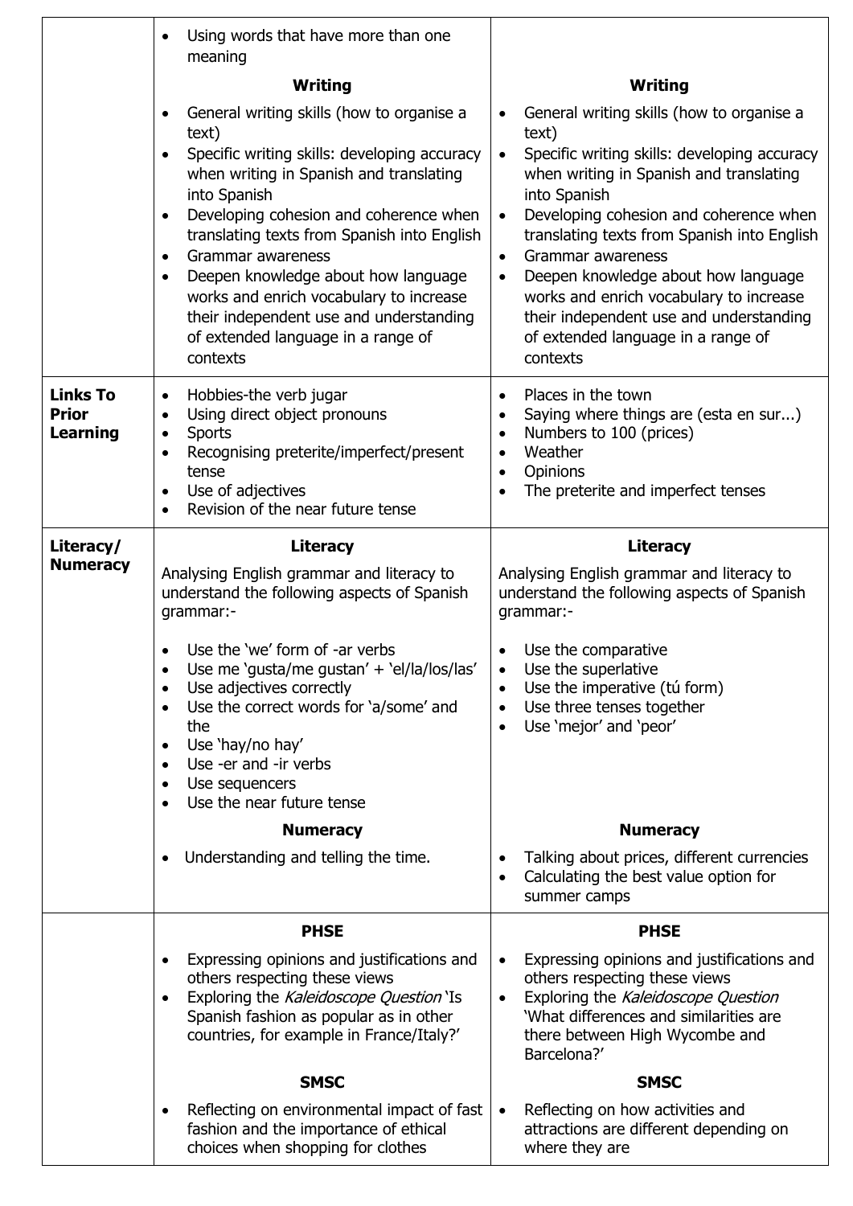| | | |
|---|---|---|
| | • Using words that have more than one meaning<br><br>**Writing**<br>• General writing skills (how to organise a text)<br>• Specific writing skills: developing accuracy when writing in Spanish and translating into Spanish<br>• Developing cohesion and coherence when translating texts from Spanish into English<br>• Grammar awareness<br>• Deepen knowledge about how language works and enrich vocabulary to increase their independent use and understanding of extended language in a range of contexts | **Writing**<br>• General writing skills (how to organise a text)<br>• Specific writing skills: developing accuracy when writing in Spanish and translating into Spanish<br>• Developing cohesion and coherence when translating texts from Spanish into English<br>• Grammar awareness<br>• Deepen knowledge about how language works and enrich vocabulary to increase their independent use and understanding of extended language in a range of contexts |
| **Links To Prior Learning** | • Hobbies-the verb jugar<br>• Using direct object pronouns<br>• Sports<br>• Recognising preterite/imperfect/present tense<br>• Use of adjectives<br>• Revision of the near future tense | • Places in the town<br>• Saying where things are (esta en sur...)<br>• Numbers to 100 (prices)<br>• Weather<br>• Opinions<br>• The preterite and imperfect tenses |
| **Literacy/ Numeracy** | **Literacy**<br>Analysing English grammar and literacy to understand the following aspects of Spanish grammar:-<br>• Use the 'we' form of -ar verbs<br>• Use me 'gusta/me gustan' + 'el/la/los/las'<br>• Use adjectives correctly<br>• Use the correct words for 'a/some' and the<br>• Use 'hay/no hay'<br>• Use -er and -ir verbs<br>• Use sequencers<br>• Use the near future tense<br><br>**Numeracy**<br>• Understanding and telling the time. | **Literacy**<br>Analysing English grammar and literacy to understand the following aspects of Spanish grammar:-<br>• Use the comparative<br>• Use the superlative<br>• Use the imperative (tú form)<br>• Use three tenses together<br>• Use 'mejor' and 'peor'<br><br>**Numeracy**<br>• Talking about prices, different currencies<br>• Calculating the best value option for summer camps |
| | **PHSE**<br>• Expressing opinions and justifications and others respecting these views<br>• Exploring the *Kaleidoscope Question* 'Is Spanish fashion as popular as in other countries, for example in France/Italy?'<br><br>**SMSC**<br>• Reflecting on environmental impact of fast fashion and the importance of ethical choices when shopping for clothes | **PHSE**<br>• Expressing opinions and justifications and others respecting these views<br>• Exploring the *Kaleidoscope Question* 'What differences and similarities are there between High Wycombe and Barcelona?'<br><br>**SMSC**<br>• Reflecting on how activities and attractions are different depending on where they are |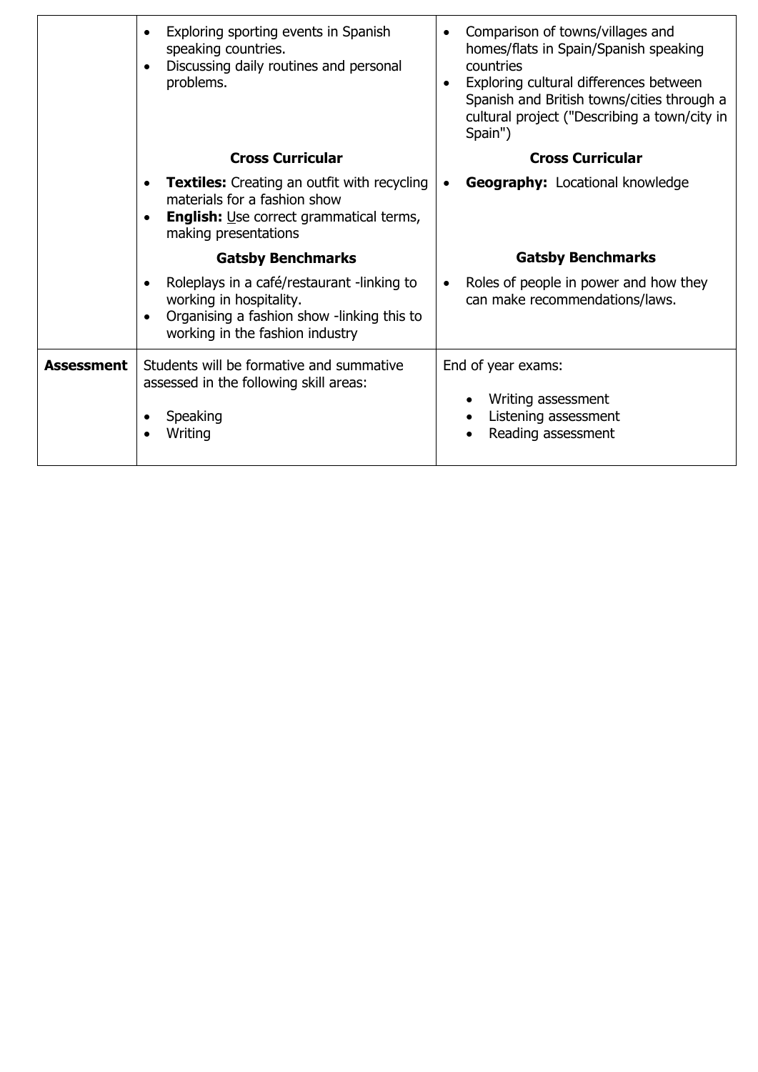| | | |
|---|---|---|
| | • Exploring sporting events in Spanish speaking countries.<br>• Discussing daily routines and personal problems.<br><br>**Cross Curricular**<br><br>• **Textiles:** Creating an outfit with recycling materials for a fashion show<br>• **English:** Use correct grammatical terms, making presentations<br><br>**Gatsby Benchmarks**<br><br>• Roleplays in a café/restaurant -linking to working in hospitality.<br>• Organising a fashion show -linking this to working in the fashion industry | • Comparison of towns/villages and homes/flats in Spain/Spanish speaking countries<br>• Exploring cultural differences between Spanish and British towns/cities through a cultural project ("Describing a town/city in Spain")<br><br>**Cross Curricular**<br><br>• **Geography:** Locational knowledge<br><br>**Gatsby Benchmarks**<br><br>• Roles of people in power and how they can make recommendations/laws. |
| **Assessment** | Students will be formative and summative assessed in the following skill areas:<br><br>• Speaking<br>• Writing | End of year exams:<br><br>• Writing assessment<br>• Listening assessment<br>• Reading assessment |